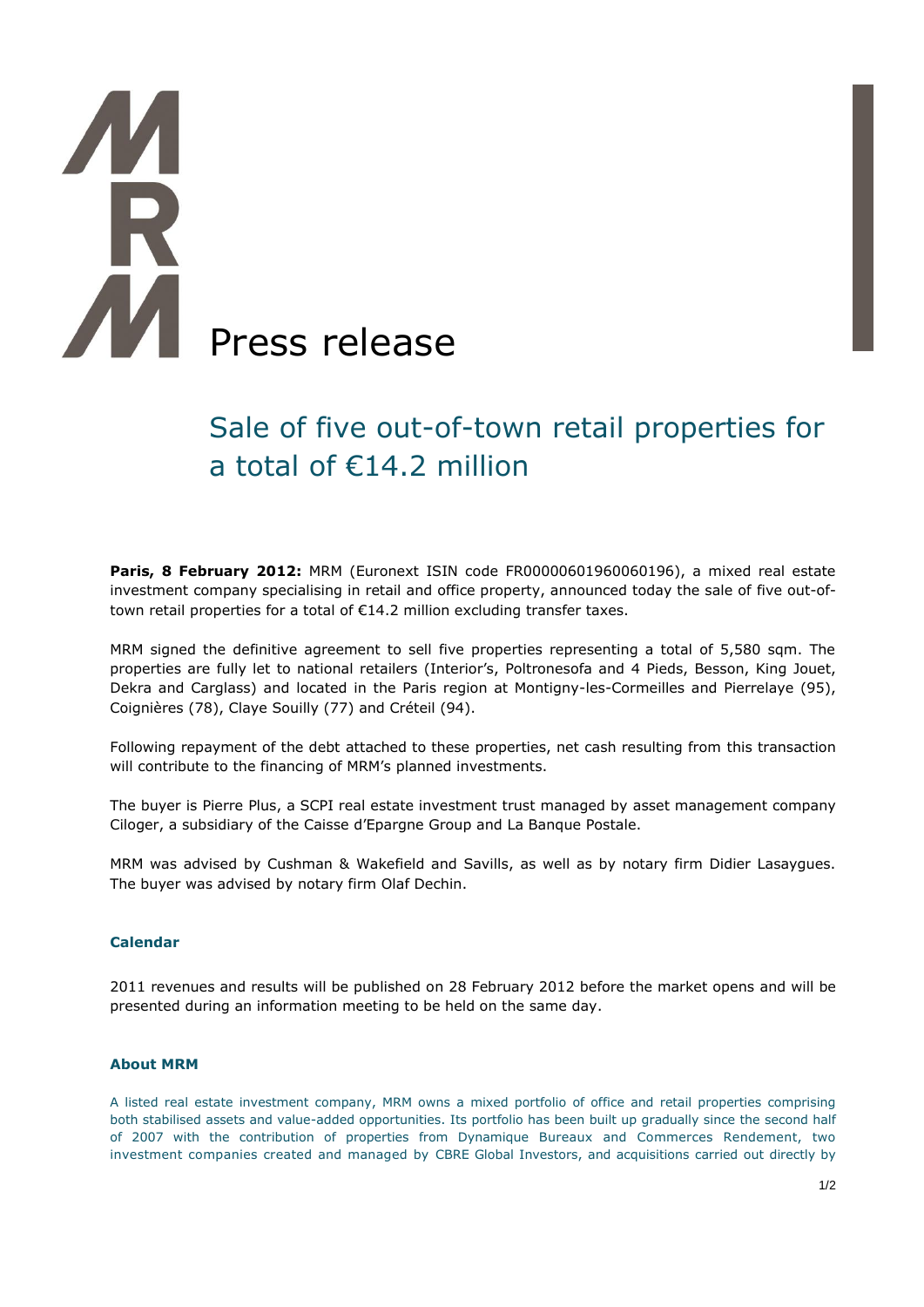# Press release

## Sale of five out-of-town retail properties for a total of €14.2 million

**Paris, 8 February 2012:** MRM (Euronext ISIN code FR00000601960060196), a mixed real estate investment company specialising in retail and office property, announced today the sale of five out-of-town retail properties for a total of €14.2 million excluding transfer taxes.

MRM signed the definitive agreement to sell five properties representing a total of 5,580 sqm. The properties are fully let to national retailers (Interior's, Poltronesofa and 4 Pieds, Besson, King Jouet, Dekra and Carglass) and located in the Paris region at Montigny-les-Cormeilles and Pierrelaye (95), Coignières (78), Claye Souilly (77) and Créteil (94).

Following repayment of the debt attached to these properties, net cash resulting from this transaction will contribute to the financing of MRM's planned investments.

The buyer is Pierre Plus, a SCPI real estate investment trust managed by asset management company Ciloger, a subsidiary of the Caisse d'Epargne Group and La Banque Postale.

MRM was advised by Cushman & Wakefield and Savills, as well as by notary firm Didier Lasaygues. The buyer was advised by notary firm Olaf Dechin.

### Calendar

2011 revenues and results will be published on 28 February 2012 before the market opens and will be presented during an information meeting to be held on the same day.

### About MRM

A listed real estate investment company, MRM owns a mixed portfolio of office and retail properties comprising both stabilised assets and value-added opportunities. Its portfolio has been built up gradually since the second half of 2007 with the contribution of properties from Dynamique Bureaux and Commerces Rendement, two investment companies created and managed by CBRE Global Investors, and acquisitions carried out directly by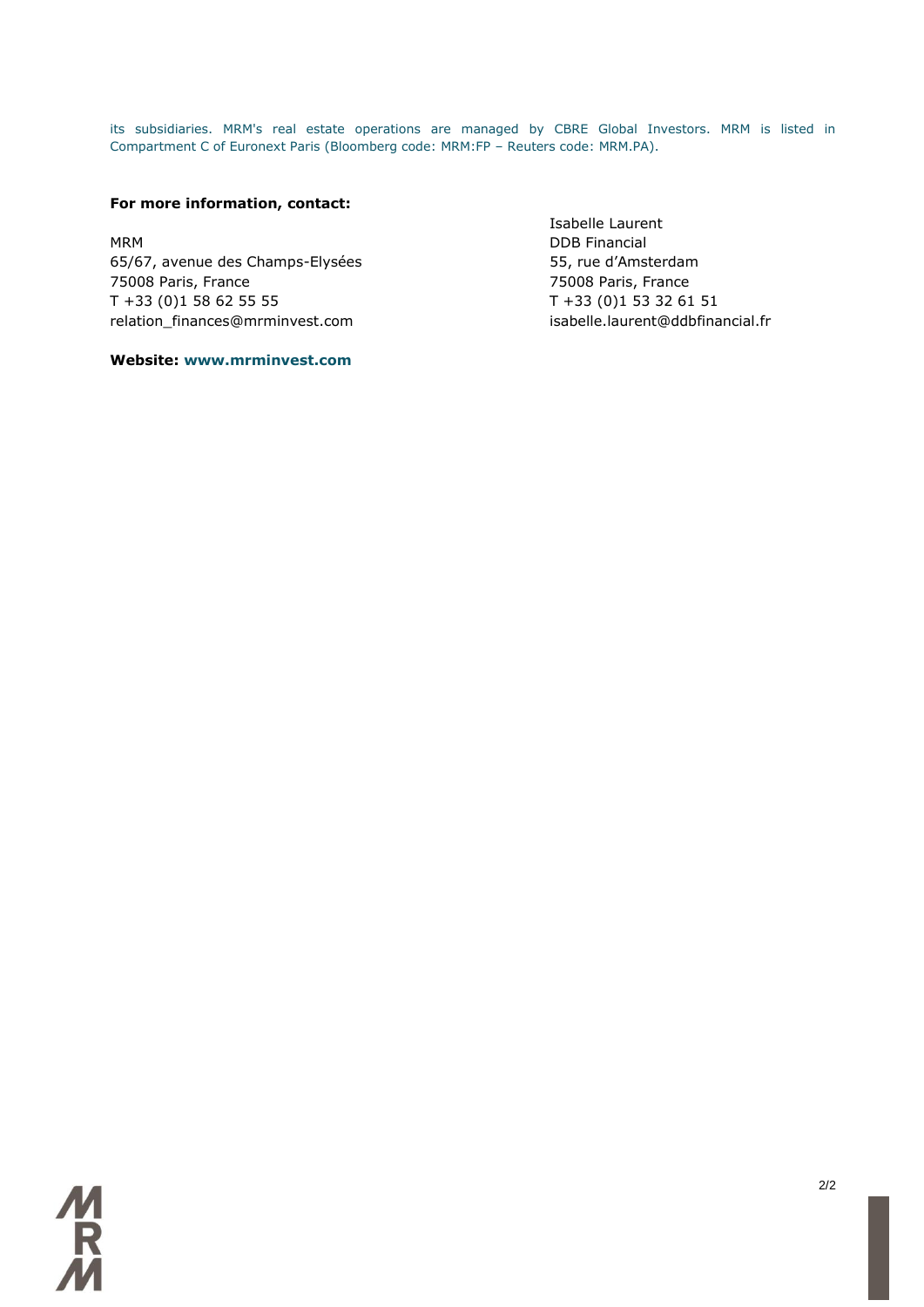its subsidiaries. MRM's real estate operations are managed by CBRE Global Investors. MRM is listed in Compartment C of Euronext Paris (Bloomberg code: MRM:FP – Reuters code: MRM.PA).

**For more information, contact:**

MRM
65/67, avenue des Champs-Elysées
75008 Paris, France
T +33 (0)1 58 62 55 55
relation_finances@mrminvest.com

Isabelle Laurent
DDB Financial
55, rue d'Amsterdam
75008 Paris, France
T +33 (0)1 53 32 61 51
isabelle.laurent@ddbfinancial.fr

**Website: www.mrminvest.com**